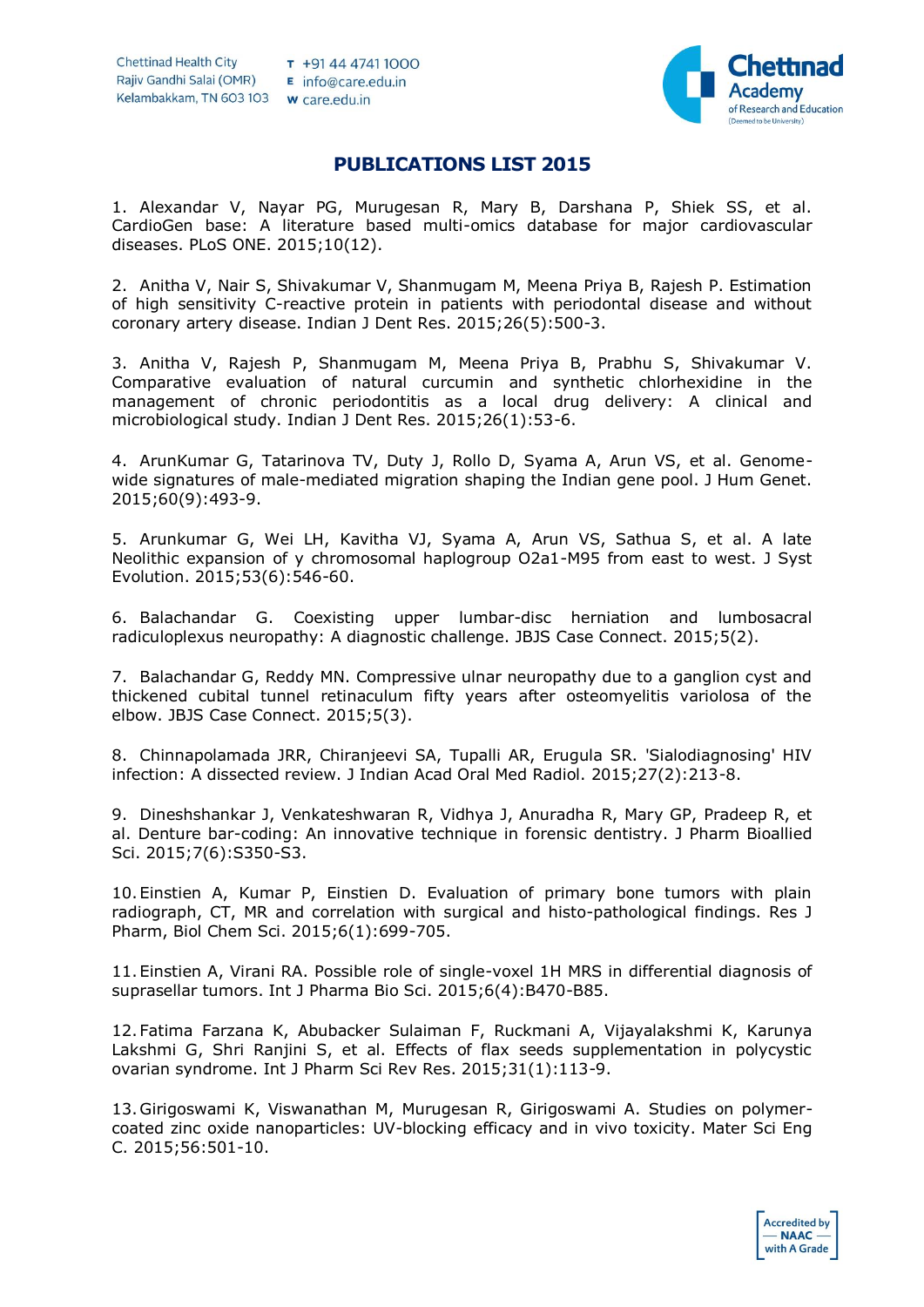Chettinad Health City
Rajiv Gandhi Salai (OMR)
Kelambakkam, TN 603 103

T +91 44 4741 1000
E info@care.edu.in
W care.edu.in

# PUBLICATIONS LIST 2015

1. Alexandar V, Nayar PG, Murugesan R, Mary B, Darshana P, Shiek SS, et al. CardioGen base: A literature based multi-omics database for major cardiovascular diseases. PLoS ONE. 2015;10(12).

2. Anitha V, Nair S, Shivakumar V, Shanmugam M, Meena Priya B, Rajesh P. Estimation of high sensitivity C-reactive protein in patients with periodontal disease and without coronary artery disease. Indian J Dent Res. 2015;26(5):500-3.

3. Anitha V, Rajesh P, Shanmugam M, Meena Priya B, Prabhu S, Shivakumar V. Comparative evaluation of natural curcumin and synthetic chlorhexidine in the management of chronic periodontitis as a local drug delivery: A clinical and microbiological study. Indian J Dent Res. 2015;26(1):53-6.

4. ArunKumar G, Tatarinova TV, Duty J, Rollo D, Syama A, Arun VS, et al. Genome-wide signatures of male-mediated migration shaping the Indian gene pool. J Hum Genet. 2015;60(9):493-9.

5. Arunkumar G, Wei LH, Kavitha VJ, Syama A, Arun VS, Sathua S, et al. A late Neolithic expansion of y chromosomal haplogroup O2a1-M95 from east to west. J Syst Evolution. 2015;53(6):546-60.

6. Balachandar G. Coexisting upper lumbar-disc herniation and lumbosacral radiculoplexus neuropathy: A diagnostic challenge. JBJS Case Connect. 2015;5(2).

7. Balachandar G, Reddy MN. Compressive ulnar neuropathy due to a ganglion cyst and thickened cubital tunnel retinaculum fifty years after osteomyelitis variolosa of the elbow. JBJS Case Connect. 2015;5(3).

8. Chinnapolamada JRR, Chiranjeevi SA, Tupalli AR, Erugula SR. 'Sialodiagnosing' HIV infection: A dissected review. J Indian Acad Oral Med Radiol. 2015;27(2):213-8.

9. Dineshshankar J, Venkateshwaran R, Vidhya J, Anuradha R, Mary GP, Pradeep R, et al. Denture bar-coding: An innovative technique in forensic dentistry. J Pharm Bioallied Sci. 2015;7(6):S350-S3.

10. Einstien A, Kumar P, Einstien D. Evaluation of primary bone tumors with plain radiograph, CT, MR and correlation with surgical and histo-pathological findings. Res J Pharm, Biol Chem Sci. 2015;6(1):699-705.

11. Einstien A, Virani RA. Possible role of single-voxel 1H MRS in differential diagnosis of suprasellar tumors. Int J Pharma Bio Sci. 2015;6(4):B470-B85.

12. Fatima Farzana K, Abubacker Sulaiman F, Ruckmani A, Vijayalakshmi K, Karunya Lakshmi G, Shri Ranjini S, et al. Effects of flax seeds supplementation in polycystic ovarian syndrome. Int J Pharm Sci Rev Res. 2015;31(1):113-9.

13. Girigoswami K, Viswanathan M, Murugesan R, Girigoswami A. Studies on polymer-coated zinc oxide nanoparticles: UV-blocking efficacy and in vivo toxicity. Mater Sci Eng C. 2015;56:501-10.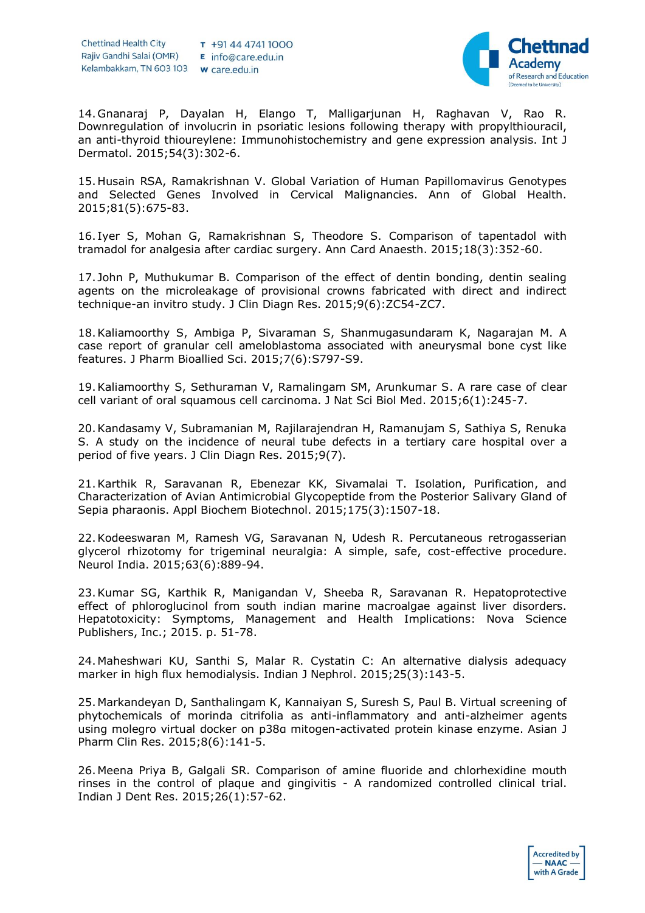14. Gnanaraj P, Dayalan H, Elango T, Malligarjunan H, Raghavan V, Rao R. Downregulation of involucrin in psoriatic lesions following therapy with propylthiouracil, an anti-thyroid thioureylene: Immunohistochemistry and gene expression analysis. Int J Dermatol. 2015;54(3):302-6.

15. Husain RSA, Ramakrishnan V. Global Variation of Human Papillomavirus Genotypes and Selected Genes Involved in Cervical Malignancies. Ann of Global Health. 2015;81(5):675-83.

16. Iyer S, Mohan G, Ramakrishnan S, Theodore S. Comparison of tapentadol with tramadol for analgesia after cardiac surgery. Ann Card Anaesth. 2015;18(3):352-60.

17. John P, Muthukumar B. Comparison of the effect of dentin bonding, dentin sealing agents on the microleakage of provisional crowns fabricated with direct and indirect technique-an invitro study. J Clin Diagn Res. 2015;9(6):ZC54-ZC7.

18. Kaliamoorthy S, Ambiga P, Sivaraman S, Shanmugasundaram K, Nagarajan M. A case report of granular cell ameloblastoma associated with aneurysmal bone cyst like features. J Pharm Bioallied Sci. 2015;7(6):S797-S9.

19. Kaliamoorthy S, Sethuraman V, Ramalingam SM, Arunkumar S. A rare case of clear cell variant of oral squamous cell carcinoma. J Nat Sci Biol Med. 2015;6(1):245-7.

20. Kandasamy V, Subramanian M, Rajilarajendran H, Ramanujam S, Sathiya S, Renuka S. A study on the incidence of neural tube defects in a tertiary care hospital over a period of five years. J Clin Diagn Res. 2015;9(7).

21. Karthik R, Saravanan R, Ebenezar KK, Sivamalai T. Isolation, Purification, and Characterization of Avian Antimicrobial Glycopeptide from the Posterior Salivary Gland of Sepia pharaonis. Appl Biochem Biotechnol. 2015;175(3):1507-18.

22. Kodeeswaran M, Ramesh VG, Saravanan N, Udesh R. Percutaneous retrogasserian glycerol rhizotomy for trigeminal neuralgia: A simple, safe, cost-effective procedure. Neurol India. 2015;63(6):889-94.

23. Kumar SG, Karthik R, Manigandan V, Sheeba R, Saravanan R. Hepatoprotective effect of phloroglucinol from south indian marine macroalgae against liver disorders. Hepatotoxicity: Symptoms, Management and Health Implications: Nova Science Publishers, Inc.; 2015. p. 51-78.

24. Maheshwari KU, Santhi S, Malar R. Cystatin C: An alternative dialysis adequacy marker in high flux hemodialysis. Indian J Nephrol. 2015;25(3):143-5.

25. Markandeyan D, Santhalingam K, Kannaiyan S, Suresh S, Paul B. Virtual screening of phytochemicals of morinda citrifolia as anti-inflammatory and anti-alzheimer agents using molegro virtual docker on p38α mitogen-activated protein kinase enzyme. Asian J Pharm Clin Res. 2015;8(6):141-5.

26. Meena Priya B, Galgali SR. Comparison of amine fluoride and chlorhexidine mouth rinses in the control of plaque and gingivitis - A randomized controlled clinical trial. Indian J Dent Res. 2015;26(1):57-62.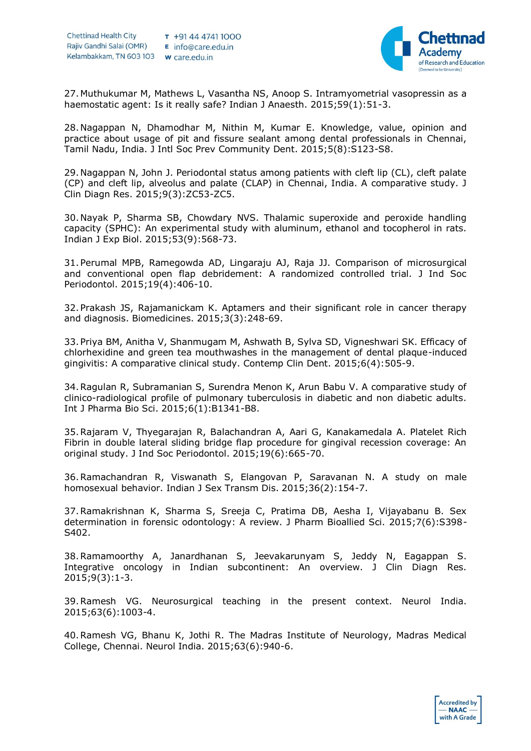27. Muthukumar M, Mathews L, Vasantha NS, Anoop S. Intramyometrial vasopressin as a haemostatic agent: Is it really safe? Indian J Anaesth. 2015;59(1):51-3.

28. Nagappan N, Dhamodhar M, Nithin M, Kumar E. Knowledge, value, opinion and practice about usage of pit and fissure sealant among dental professionals in Chennai, Tamil Nadu, India. J Intl Soc Prev Community Dent. 2015;5(8):S123-S8.

29. Nagappan N, John J. Periodontal status among patients with cleft lip (CL), cleft palate (CP) and cleft lip, alveolus and palate (CLAP) in Chennai, India. A comparative study. J Clin Diagn Res. 2015;9(3):ZC53-ZC5.

30. Nayak P, Sharma SB, Chowdary NVS. Thalamic superoxide and peroxide handling capacity (SPHC): An experimental study with aluminum, ethanol and tocopherol in rats. Indian J Exp Biol. 2015;53(9):568-73.

31. Perumal MPB, Ramegowda AD, Lingaraju AJ, Raja JJ. Comparison of microsurgical and conventional open flap debridement: A randomized controlled trial. J Ind Soc Periodontol. 2015;19(4):406-10.

32. Prakash JS, Rajamanickam K. Aptamers and their significant role in cancer therapy and diagnosis. Biomedicines. 2015;3(3):248-69.

33. Priya BM, Anitha V, Shanmugam M, Ashwath B, Sylva SD, Vigneshwari SK. Efficacy of chlorhexidine and green tea mouthwashes in the management of dental plaque-induced gingivitis: A comparative clinical study. Contemp Clin Dent. 2015;6(4):505-9.

34. Ragulan R, Subramanian S, Surendra Menon K, Arun Babu V. A comparative study of clinico-radiological profile of pulmonary tuberculosis in diabetic and non diabetic adults. Int J Pharma Bio Sci. 2015;6(1):B1341-B8.

35. Rajaram V, Thyegarajan R, Balachandran A, Aari G, Kanakamedala A. Platelet Rich Fibrin in double lateral sliding bridge flap procedure for gingival recession coverage: An original study. J Ind Soc Periodontol. 2015;19(6):665-70.

36. Ramachandran R, Viswanath S, Elangovan P, Saravanan N. A study on male homosexual behavior. Indian J Sex Transm Dis. 2015;36(2):154-7.

37. Ramakrishnan K, Sharma S, Sreeja C, Pratima DB, Aesha I, Vijayabanu B. Sex determination in forensic odontology: A review. J Pharm Bioallied Sci. 2015;7(6):S398-S402.

38. Ramamoorthy A, Janardhanan S, Jeevakarunyam S, Jeddy N, Eagappan S. Integrative oncology in Indian subcontinent: An overview. J Clin Diagn Res. 2015;9(3):1-3.

39. Ramesh VG. Neurosurgical teaching in the present context. Neurol India. 2015;63(6):1003-4.

40. Ramesh VG, Bhanu K, Jothi R. The Madras Institute of Neurology, Madras Medical College, Chennai. Neurol India. 2015;63(6):940-6.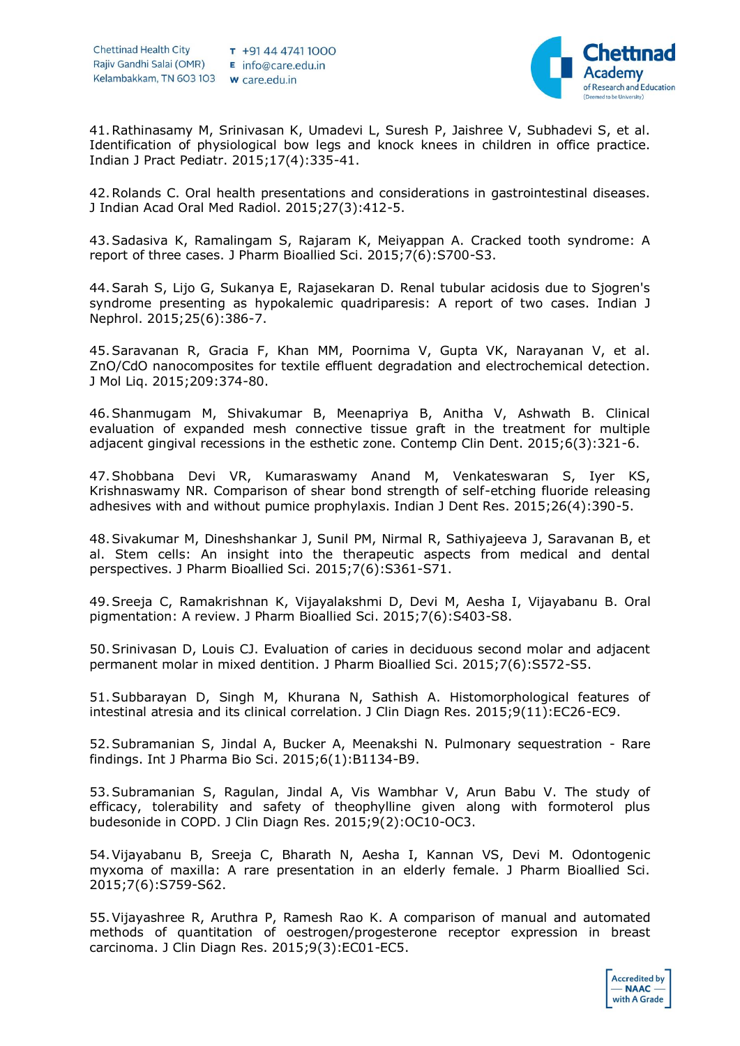41. Rathinasamy M, Srinivasan K, Umadevi L, Suresh P, Jaishree V, Subhadevi S, et al. Identification of physiological bow legs and knock knees in children in office practice. Indian J Pract Pediatr. 2015;17(4):335-41.

42. Rolands C. Oral health presentations and considerations in gastrointestinal diseases. J Indian Acad Oral Med Radiol. 2015;27(3):412-5.

43. Sadasiva K, Ramalingam S, Rajaram K, Meiyappan A. Cracked tooth syndrome: A report of three cases. J Pharm Bioallied Sci. 2015;7(6):S700-S3.

44. Sarah S, Lijo G, Sukanya E, Rajasekaran D. Renal tubular acidosis due to Sjogren's syndrome presenting as hypokalemic quadriparesis: A report of two cases. Indian J Nephrol. 2015;25(6):386-7.

45. Saravanan R, Gracia F, Khan MM, Poornima V, Gupta VK, Narayanan V, et al. ZnO/CdO nanocomposites for textile effluent degradation and electrochemical detection. J Mol Liq. 2015;209:374-80.

46. Shanmugam M, Shivakumar B, Meenapriya B, Anitha V, Ashwath B. Clinical evaluation of expanded mesh connective tissue graft in the treatment for multiple adjacent gingival recessions in the esthetic zone. Contemp Clin Dent. 2015;6(3):321-6.

47. Shobbana Devi VR, Kumaraswamy Anand M, Venkateswaran S, Iyer KS, Krishnaswamy NR. Comparison of shear bond strength of self-etching fluoride releasing adhesives with and without pumice prophylaxis. Indian J Dent Res. 2015;26(4):390-5.

48. Sivakumar M, Dineshshankar J, Sunil PM, Nirmal R, Sathiyajeeva J, Saravanan B, et al. Stem cells: An insight into the therapeutic aspects from medical and dental perspectives. J Pharm Bioallied Sci. 2015;7(6):S361-S71.

49. Sreeja C, Ramakrishnan K, Vijayalakshmi D, Devi M, Aesha I, Vijayabanu B. Oral pigmentation: A review. J Pharm Bioallied Sci. 2015;7(6):S403-S8.

50. Srinivasan D, Louis CJ. Evaluation of caries in deciduous second molar and adjacent permanent molar in mixed dentition. J Pharm Bioallied Sci. 2015;7(6):S572-S5.

51. Subbarayan D, Singh M, Khurana N, Sathish A. Histomorphological features of intestinal atresia and its clinical correlation. J Clin Diagn Res. 2015;9(11):EC26-EC9.

52. Subramanian S, Jindal A, Bucker A, Meenakshi N. Pulmonary sequestration - Rare findings. Int J Pharma Bio Sci. 2015;6(1):B1134-B9.

53. Subramanian S, Ragulan, Jindal A, Vis Wambhar V, Arun Babu V. The study of efficacy, tolerability and safety of theophylline given along with formoterol plus budesonide in COPD. J Clin Diagn Res. 2015;9(2):OC10-OC3.

54. Vijayabanu B, Sreeja C, Bharath N, Aesha I, Kannan VS, Devi M. Odontogenic myxoma of maxilla: A rare presentation in an elderly female. J Pharm Bioallied Sci. 2015;7(6):S759-S62.

55. Vijayashree R, Aruthra P, Ramesh Rao K. A comparison of manual and automated methods of quantitation of oestrogen/progesterone receptor expression in breast carcinoma. J Clin Diagn Res. 2015;9(3):EC01-EC5.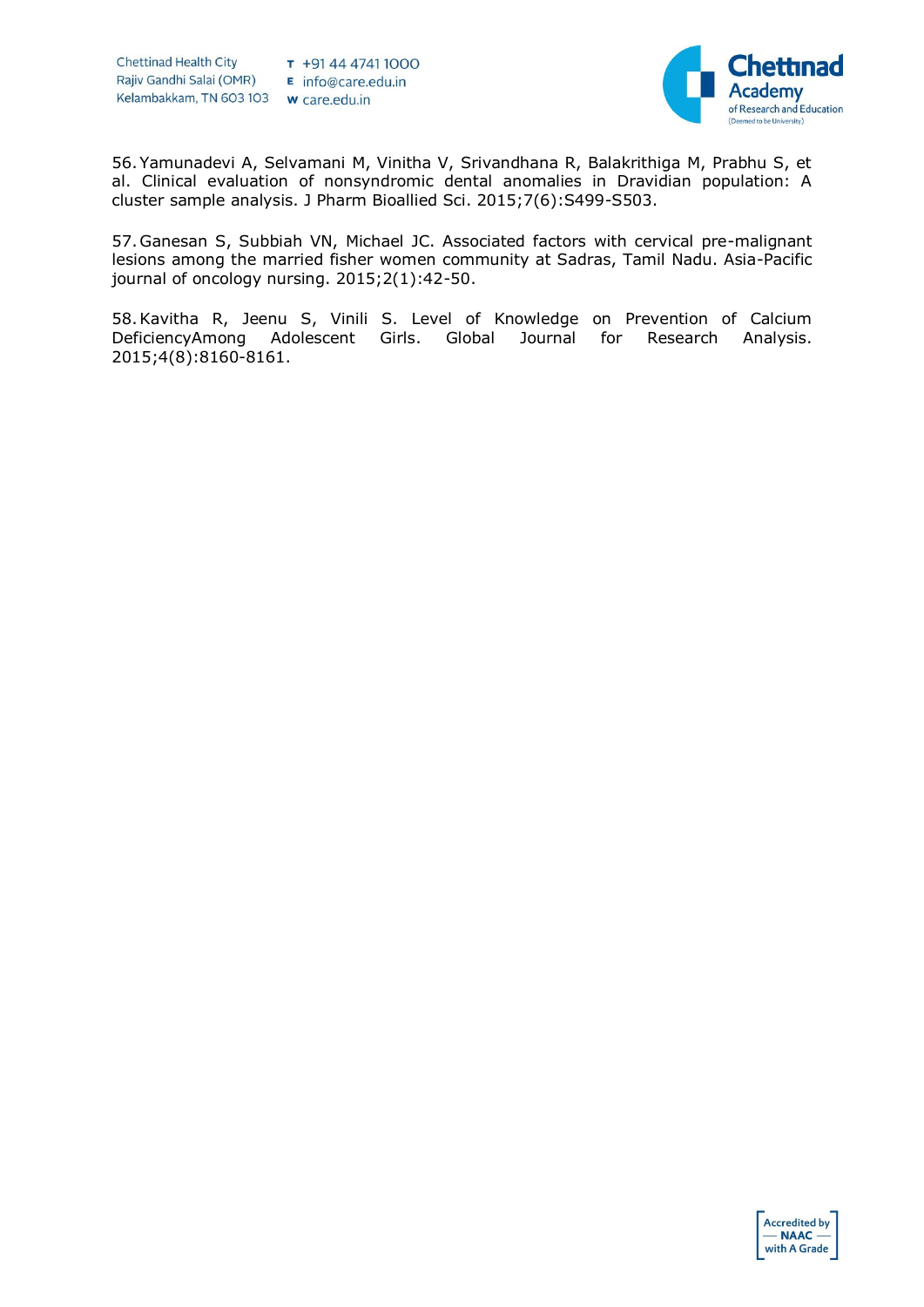56. Yamunadevi A, Selvamani M, Vinitha V, Srivandhana R, Balakrithiga M, Prabhu S, et al. Clinical evaluation of nonsyndromic dental anomalies in Dravidian population: A cluster sample analysis. J Pharm Bioallied Sci. 2015;7(6):S499-S503.

57. Ganesan S, Subbiah VN, Michael JC. Associated factors with cervical pre-malignant lesions among the married fisher women community at Sadras, Tamil Nadu. Asia-Pacific journal of oncology nursing. 2015;2(1):42-50.

58. Kavitha R, Jeenu S, Vinili S. Level of Knowledge on Prevention of Calcium DeficiencyAmong Adolescent Girls. Global Journal for Research Analysis. 2015;4(8):8160-8161.